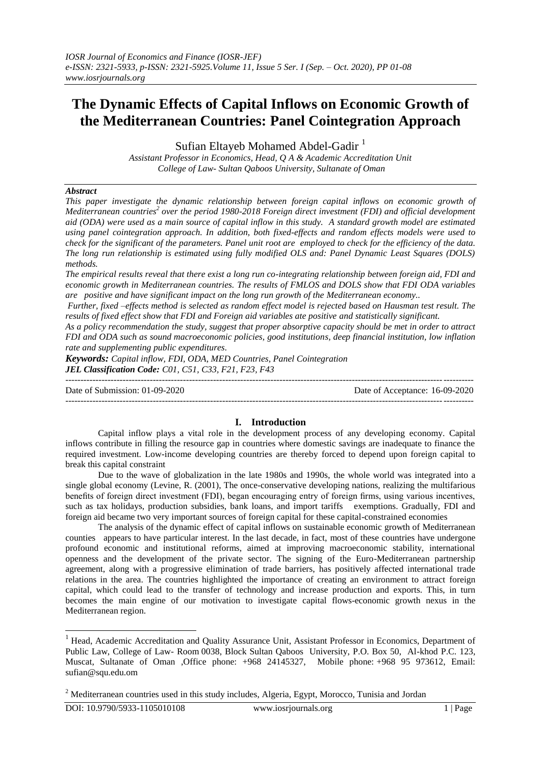# The Dynamic Effects of Capital Inflows on Economic Growth of the Mediterranean Countries: Panel Cointegration Approach

Sufian Eltayeb Mohamed Abdel-Gadir [1]

*Assistant Professor in Economics, Head, Q A & Academic Accreditation Unit*
*College of Law- Sultan Qaboos University, Sultanate of Oman*

### *Abstract*

*This paper investigate the dynamic relationship between foreign capital inflows on economic growth of Mediterranean countries[2] over the period 1980-2018 Foreign direct investment (FDI) and official development aid (ODA) were used as a main source of capital inflow in this study. A standard growth model are estimated using panel cointegration approach. In addition, both fixed-effects and random effects models were used to check for the significant of the parameters. Panel unit root are employed to check for the efficiency of the data. The long run relationship is estimated using fully modified OLS and: Panel Dynamic Least Squares (DOLS) methods.*

*The empirical results reveal that there exist a long run co-integrating relationship between foreign aid, FDI and economic growth in Mediterranean countries. The results of FMLOS and DOLS show that FDI ODA variables are positive and have significant impact on the long run growth of the Mediterranean economy..*

*Further, fixed –effects method is selected as random effect model is rejected based on Hausman test result. The results of fixed effect show that FDI and Foreign aid variables ate positive and statistically significant.*

*As a policy recommendation the study, suggest that proper absorptive capacity should be met in order to attract FDI and ODA such as sound macroeconomic policies, good institutions, deep financial institution, low inflation rate and supplementing public expenditures.*

***Keywords:*** *Capital inflow, FDI, ODA, MED Countries, Panel Cointegration*
***JEL Classification Code:*** *C01, C51, C33, F21, F23, F43*

---

Date of Submission: 01-09-2020 Date of Acceptance: 16-09-2020

---

## I. Introduction

Capital inflow plays a vital role in the development process of any developing economy. Capital inflows contribute in filling the resource gap in countries where domestic savings are inadequate to finance the required investment. Low-income developing countries are thereby forced to depend upon foreign capital to break this capital constraint

Due to the wave of globalization in the late 1980s and 1990s, the whole world was integrated into a single global economy (Levine, R. (2001), The once-conservative developing nations, realizing the multifarious benefits of foreign direct investment (FDI), began encouraging entry of foreign firms, using various incentives, such as tax holidays, production subsidies, bank loans, and import tariffs exemptions. Gradually, FDI and foreign aid became two very important sources of foreign capital for these capital-constrained economies

The analysis of the dynamic effect of capital inflows on sustainable economic growth of Mediterranean counties appears to have particular interest. In the last decade, in fact, most of these countries have undergone profound economic and institutional reforms, aimed at improving macroeconomic stability, international openness and the development of the private sector. The signing of the Euro-Mediterranean partnership agreement, along with a progressive elimination of trade barriers, has positively affected international trade relations in the area. The countries highlighted the importance of creating an environment to attract foreign capital, which could lead to the transfer of technology and increase production and exports. This, in turn becomes the main engine of our motivation to investigate capital flows-economic growth nexus in the Mediterranean region.

---

[1] Head, Academic Accreditation and Quality Assurance Unit, Assistant Professor in Economics, Department of Public Law, College of Law- Room 0038, Block Sultan Qaboos University, P.O. Box 50, Al-khod P.C. 123, Muscat, Sultanate of Oman ,Office phone: +968 24145327, Mobile phone: +968 95 973612, Email: sufian@squ.edu.om

[2] Mediterranean countries used in this study includes, Algeria, Egypt, Morocco, Tunisia and Jordan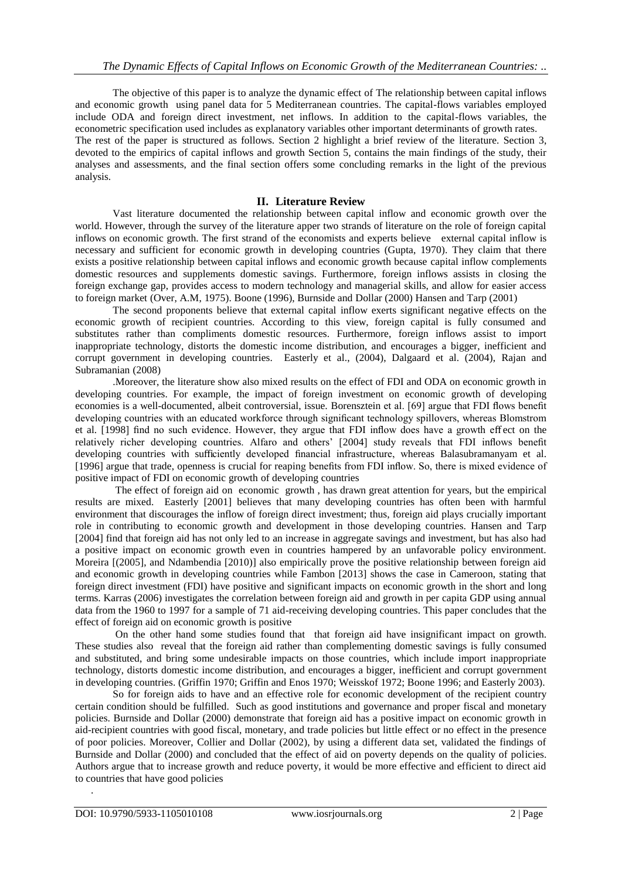The objective of this paper is to analyze the dynamic effect of The relationship between capital inflows and economic growth using panel data for 5 Mediterranean countries. The capital-flows variables employed include ODA and foreign direct investment, net inflows. In addition to the capital-flows variables, the econometric specification used includes as explanatory variables other important determinants of growth rates. The rest of the paper is structured as follows. Section 2 highlight a brief review of the literature. Section 3, devoted to the empirics of capital inflows and growth Section 5, contains the main findings of the study, their analyses and assessments, and the final section offers some concluding remarks in the light of the previous analysis.

## II. Literature Review

Vast literature documented the relationship between capital inflow and economic growth over the world. However, through the survey of the literature apper two strands of literature on the role of foreign capital inflows on economic growth. The first strand of the economists and experts believe external capital inflow is necessary and sufficient for economic growth in developing countries (Gupta, 1970). They claim that there exists a positive relationship between capital inflows and economic growth because capital inflow complements domestic resources and supplements domestic savings. Furthermore, foreign inflows assists in closing the foreign exchange gap, provides access to modern technology and managerial skills, and allow for easier access to foreign market (Over, A.M, 1975). Boone (1996), Burnside and Dollar (2000) Hansen and Tarp (2001)

The second proponents believe that external capital inflow exerts significant negative effects on the economic growth of recipient countries. According to this view, foreign capital is fully consumed and substitutes rather than compliments domestic resources. Furthermore, foreign inflows assist to import inappropriate technology, distorts the domestic income distribution, and encourages a bigger, inefficient and corrupt government in developing countries. Easterly et al., (2004), Dalgaard et al. (2004), Rajan and Subramanian (2008)

.Moreover, the literature show also mixed results on the effect of FDI and ODA on economic growth in developing countries. For example, the impact of foreign investment on economic growth of developing economies is a well-documented, albeit controversial, issue. Borensztein et al. [69] argue that FDI flows benefit developing countries with an educated workforce through significant technology spillovers, whereas Blomstrom et al. [1998] find no such evidence. However, they argue that FDI inflow does have a growth effect on the relatively richer developing countries. Alfaro and others' [2004] study reveals that FDI inflows benefit developing countries with sufficiently developed financial infrastructure, whereas Balasubramanyam et al. [1996] argue that trade, openness is crucial for reaping benefits from FDI inflow. So, there is mixed evidence of positive impact of FDI on economic growth of developing countries

The effect of foreign aid on economic growth , has drawn great attention for years, but the empirical results are mixed. Easterly [2001] believes that many developing countries has often been with harmful environment that discourages the inflow of foreign direct investment; thus, foreign aid plays crucially important role in contributing to economic growth and development in those developing countries. Hansen and Tarp [2004] find that foreign aid has not only led to an increase in aggregate savings and investment, but has also had a positive impact on economic growth even in countries hampered by an unfavorable policy environment. Moreira [(2005], and Ndambendia [2010)] also empirically prove the positive relationship between foreign aid and economic growth in developing countries while Fambon [2013] shows the case in Cameroon, stating that foreign direct investment (FDI) have positive and significant impacts on economic growth in the short and long terms. Karras (2006) investigates the correlation between foreign aid and growth in per capita GDP using annual data from the 1960 to 1997 for a sample of 71 aid-receiving developing countries. This paper concludes that the effect of foreign aid on economic growth is positive

On the other hand some studies found that that foreign aid have insignificant impact on growth. These studies also reveal that the foreign aid rather than complementing domestic savings is fully consumed and substituted, and bring some undesirable impacts on those countries, which include import inappropriate technology, distorts domestic income distribution, and encourages a bigger, inefficient and corrupt government in developing countries. (Griffin 1970; Griffin and Enos 1970; Weisskof 1972; Boone 1996; and Easterly 2003).

So for foreign aids to have and an effective role for economic development of the recipient country certain condition should be fulfilled. Such as good institutions and governance and proper fiscal and monetary policies. Burnside and Dollar (2000) demonstrate that foreign aid has a positive impact on economic growth in aid-recipient countries with good fiscal, monetary, and trade policies but little effect or no effect in the presence of poor policies. Moreover, Collier and Dollar (2002), by using a different data set, validated the findings of Burnside and Dollar (2000) and concluded that the effect of aid on poverty depends on the quality of policies. Authors argue that to increase growth and reduce poverty, it would be more effective and efficient to direct aid to countries that have good policies

.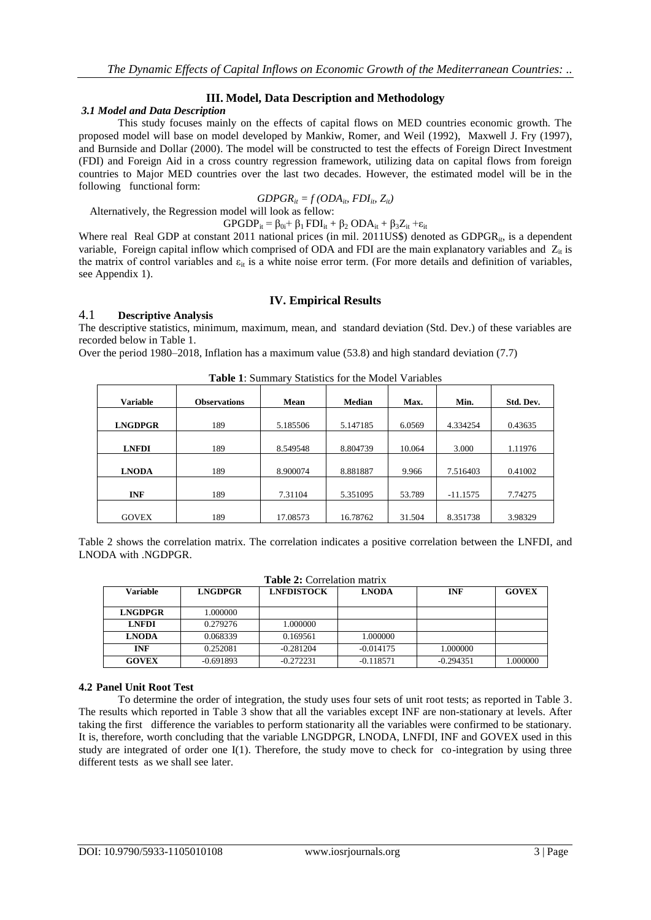## III. Model, Data Description and Methodology

### *3.1 Model and Data Description*

This study focuses mainly on the effects of capital flows on MED countries economic growth. The proposed model will base on model developed by Mankiw, Romer, and Weil (1992), Maxwell J. Fry (1997), and Burnside and Dollar (2000). The model will be constructed to test the effects of Foreign Direct Investment (FDI) and Foreign Aid in a cross country regression framework, utilizing data on capital flows from foreign countries to Major MED countries over the last two decades. However, the estimated model will be in the following functional form:

$$GDPGR_{it} = f\,(ODA_{it}, FDI_{it}, Z_{it})$$

Alternatively, the Regression model will look as fellow:

$$GPGDP_{it} = \beta_{0i} + \beta_1 FDI_{it} + \beta_2 ODA_{it} + \beta_3 Z_{it} + \varepsilon_{it}$$

Where real Real GDP at constant 2011 national prices (in mil. 2011US$) denoted as $GDPGR_{it}$, is a dependent variable, Foreign capital inflow which comprised of ODA and FDI are the main explanatory variables and $Z_{it}$ is the matrix of control variables and $\varepsilon_{it}$ is a white noise error term. (For more details and definition of variables, see Appendix 1).

## IV. Empirical Results

### 4.1 Descriptive Analysis

The descriptive statistics, minimum, maximum, mean, and standard deviation (Std. Dev.) of these variables are recorded below in Table 1.

Over the period 1980–2018, Inflation has a maximum value (53.8) and high standard deviation (7.7)

**Table 1**: Summary Statistics for the Model Variables

| Variable | Observations | Mean | Median | Max. | Min. | Std. Dev. |
|---|---|---|---|---|---|---|
| **LNGDPGR** | 189 | 5.185506 | 5.147185 | 6.0569 | 4.334254 | 0.43635 |
| **LNFDI** | 189 | 8.549548 | 8.804739 | 10.064 | 3.000 | 1.11976 |
| **LNODA** | 189 | 8.900074 | 8.881887 | 9.966 | 7.516403 | 0.41002 |
| **INF** | 189 | 7.31104 | 5.351095 | 53.789 | -11.1575 | 7.74275 |
| GOVEX | 189 | 17.08573 | 16.78762 | 31.504 | 8.351738 | 3.98329 |

Table 2 shows the correlation matrix. The correlation indicates a positive correlation between the LNFDI, and LNODA with .NGDPGR.

**Table 2:** Correlation matrix

| Variable | LNGDPGR | LNFDISTOCK | LNODA | INF | GOVEX |
|---|---|---|---|---|---|
| **LNGDPGR** | 1.000000 | | | | |
| **LNFDI** | 0.279276 | 1.000000 | | | |
| **LNODA** | 0.068339 | 0.169561 | 1.000000 | | |
| **INF** | 0.252081 | -0.281204 | -0.014175 | 1.000000 | |
| **GOVEX** | -0.691893 | -0.272231 | -0.118571 | -0.294351 | 1.000000 |

### 4.2 Panel Unit Root Test

To determine the order of integration, the study uses four sets of unit root tests; as reported in Table 3. The results which reported in Table 3 show that all the variables except INF are non-stationary at levels. After taking the first difference the variables to perform stationarity all the variables were confirmed to be stationary. It is, therefore, worth concluding that the variable LNGDPGR, LNODA, LNFDI, INF and GOVEX used in this study are integrated of order one I(1). Therefore, the study move to check for co-integration by using three different tests as we shall see later.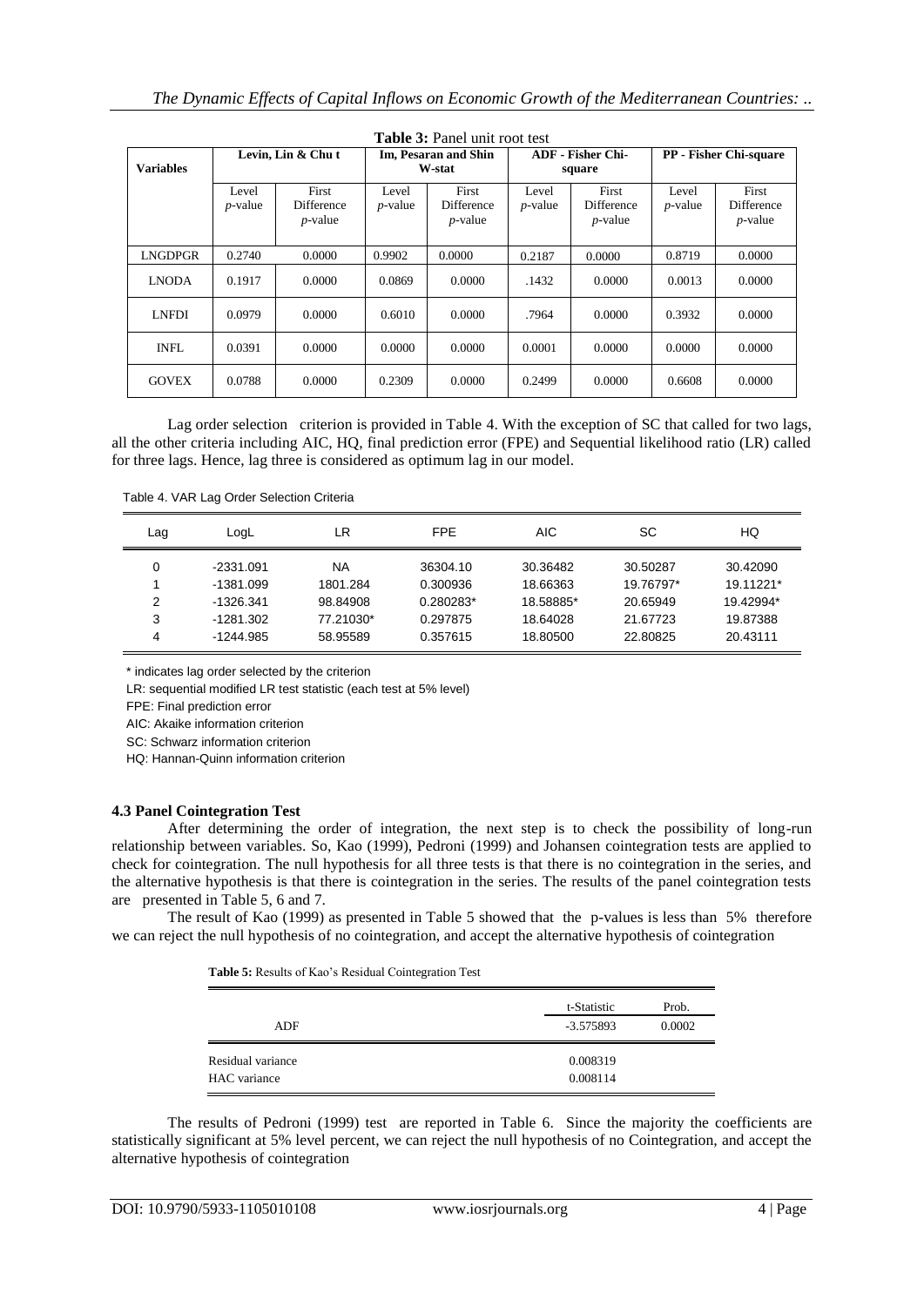**Table 3:** Panel unit root test

| Variables | Levin, Lin & Chu t | | Im, Pesaran and Shin W-stat | | ADF - Fisher Chi-square | | PP - Fisher Chi-square | |
|---|---|---|---|---|---|---|---|---|
| | Level *p*-value | First Difference *p*-value | Level *p*-value | First Difference *p*-value | Level *p*-value | First Difference *p*-value | Level *p*-value | First Difference *p*-value |
| LNGDPGR | 0.2740 | 0.0000 | 0.9902 | 0.0000 | 0.2187 | 0.0000 | 0.8719 | 0.0000 |
| LNODA | 0.1917 | 0.0000 | 0.0869 | 0.0000 | .1432 | 0.0000 | 0.0013 | 0.0000 |
| LNFDI | 0.0979 | 0.0000 | 0.6010 | 0.0000 | .7964 | 0.0000 | 0.3932 | 0.0000 |
| INFL | 0.0391 | 0.0000 | 0.0000 | 0.0000 | 0.0001 | 0.0000 | 0.0000 | 0.0000 |
| GOVEX | 0.0788 | 0.0000 | 0.2309 | 0.0000 | 0.2499 | 0.0000 | 0.6608 | 0.0000 |

Lag order selection criterion is provided in Table 4. With the exception of SC that called for two lags, all the other criteria including AIC, HQ, final prediction error (FPE) and Sequential likelihood ratio (LR) called for three lags. Hence, lag three is considered as optimum lag in our model.

Table 4. VAR Lag Order Selection Criteria

| Lag | LogL | LR | FPE | AIC | SC | HQ |
|---|---|---|---|---|---|---|
| 0 | -2331.091 | NA | 36304.10 | 30.36482 | 30.50287 | 30.42090 |
| 1 | -1381.099 | 1801.284 | 0.300936 | 18.66363 | 19.76797* | 19.11221* |
| 2 | -1326.341 | 98.84908 | 0.280283* | 18.58885* | 20.65949 | 19.42994* |
| 3 | -1281.302 | 77.21030* | 0.297875 | 18.64028 | 21.67723 | 19.87388 |
| 4 | -1244.985 | 58.95589 | 0.357615 | 18.80500 | 22.80825 | 20.43111 |

\* indicates lag order selected by the criterion

LR: sequential modified LR test statistic (each test at 5% level)

FPE: Final prediction error

AIC: Akaike information criterion

SC: Schwarz information criterion

HQ: Hannan-Quinn information criterion

### 4.3 Panel Cointegration Test

After determining the order of integration, the next step is to check the possibility of long-run relationship between variables. So, Kao (1999), Pedroni (1999) and Johansen cointegration tests are applied to check for cointegration. The null hypothesis for all three tests is that there is no cointegration in the series, and the alternative hypothesis is that there is cointegration in the series. The results of the panel cointegration tests are presented in Table 5, 6 and 7.

The result of Kao (1999) as presented in Table 5 showed that the p-values is less than 5% therefore we can reject the null hypothesis of no cointegration, and accept the alternative hypothesis of cointegration

**Table 5:** Results of Kao's Residual Cointegration Test

| | t-Statistic | Prob. |
|---|---|---|
| ADF | -3.575893 | 0.0002 |
| Residual variance | 0.008319 | |
| HAC variance | 0.008114 | |

The results of Pedroni (1999) test are reported in Table 6. Since the majority the coefficients are statistically significant at 5% level percent, we can reject the null hypothesis of no Cointegration, and accept the alternative hypothesis of cointegration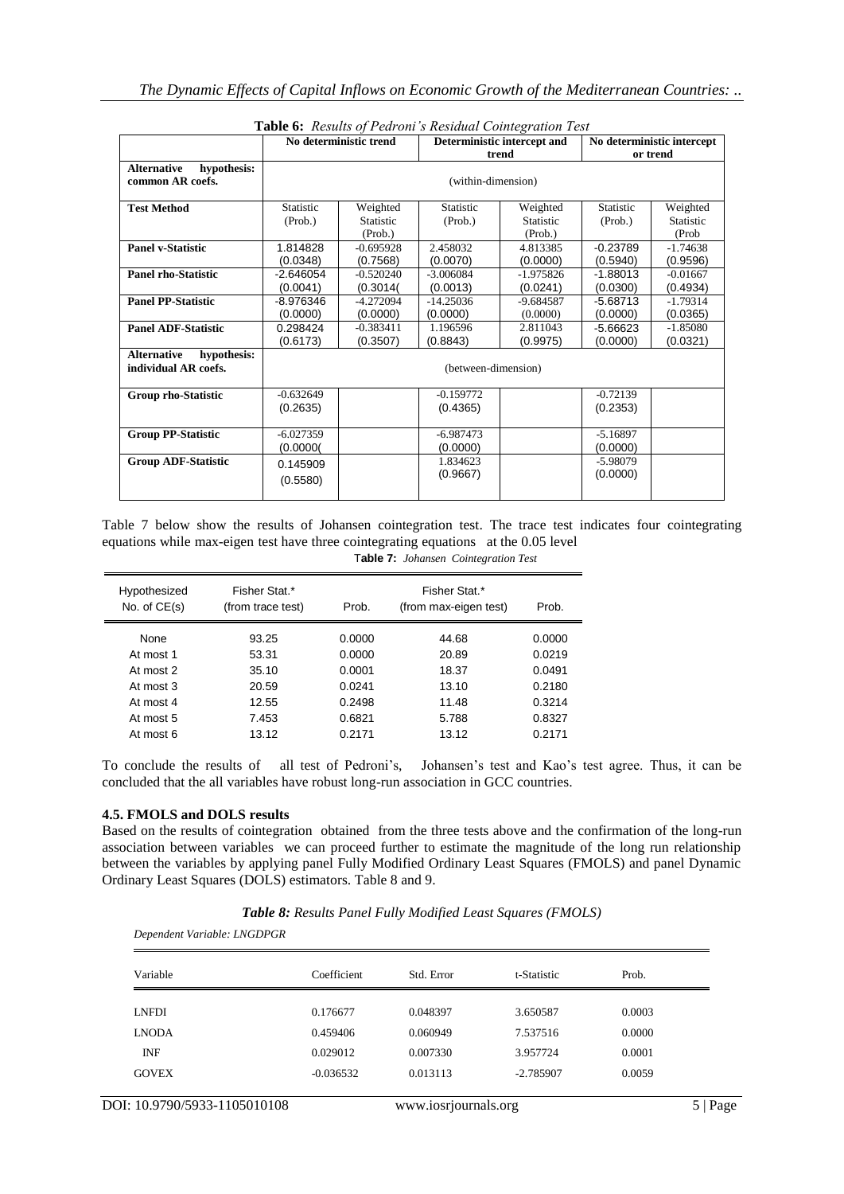**Table 6:** *Results of Pedroni's Residual Cointegration Test*

| | No deterministic trend | | Deterministic intercept and trend | | No deterministic intercept or trend | |
|---|---|---|---|---|---|---|
| **Alternative hypothesis: common AR coefs.** | (within-dimension) | | | | | |
| **Test Method** | Statistic (Prob.) | Weighted Statistic (Prob.) | Statistic (Prob.) | Weighted Statistic (Prob.) | Statistic (Prob.) | Weighted Statistic (Prob |
| **Panel v-Statistic** | 1.814828 (0.0348) | -0.695928 (0.7568) | 2.458032 (0.0070) | 4.813385 (0.0000) | -0.23789 (0.5940) | -1.74638 (0.9596) |
| **Panel rho-Statistic** | -2.646054 (0.0041) | -0.520240 (0.3014( | -3.006084 (0.0013) | -1.975826 (0.0241) | -1.88013 (0.0300) | -0.01667 (0.4934) |
| **Panel PP-Statistic** | -8.976346 (0.0000) | -4.272094 (0.0000) | -14.25036 (0.0000) | -9.684587 (0.0000) | -5.68713 (0.0000) | -1.79314 (0.0365) |
| **Panel ADF-Statistic** | 0.298424 (0.6173) | -0.383411 (0.3507) | 1.196596 (0.8843) | 2.811043 (0.9975) | -5.66623 (0.0000) | -1.85080 (0.0321) |
| **Alternative hypothesis: individual AR coefs.** | (between-dimension) | | | | | |
| **Group rho-Statistic** | -0.632649 (0.2635) | | -0.159772 (0.4365) | | -0.72139 (0.2353) | |
| **Group PP-Statistic** | -6.027359 (0.0000( | | -6.987473 (0.0000) | | -5.16897 (0.0000) | |
| **Group ADF-Statistic** | 0.145909 (0.5580) | | 1.834623 (0.9667) | | -5.98079 (0.0000) | |

Table 7 below show the results of Johansen cointegration test. The trace test indicates four cointegrating equations while max-eigen test have three cointegrating equations at the 0.05 level

**Table 7:** *Johansen Cointegration Test*

| Hypothesized No. of CE(s) | Fisher Stat.* (from trace test) | Prob. | Fisher Stat.* (from max-eigen test) | Prob. |
|---|---|---|---|---|
| None | 93.25 | 0.0000 | 44.68 | 0.0000 |
| At most 1 | 53.31 | 0.0000 | 20.89 | 0.0219 |
| At most 2 | 35.10 | 0.0001 | 18.37 | 0.0491 |
| At most 3 | 20.59 | 0.0241 | 13.10 | 0.2180 |
| At most 4 | 12.55 | 0.2498 | 11.48 | 0.3214 |
| At most 5 | 7.453 | 0.6821 | 5.788 | 0.8327 |
| At most 6 | 13.12 | 0.2171 | 13.12 | 0.2171 |

To conclude the results of all test of Pedroni's, Johansen's test and Kao's test agree. Thus, it can be concluded that the all variables have robust long-run association in GCC countries.

### 4.5. FMOLS and DOLS results

Based on the results of cointegration obtained from the three tests above and the confirmation of the long-run association between variables we can proceed further to estimate the magnitude of the long run relationship between the variables by applying panel Fully Modified Ordinary Least Squares (FMOLS) and panel Dynamic Ordinary Least Squares (DOLS) estimators. Table 8 and 9.

***Table 8:** Results Panel Fully Modified Least Squares (FMOLS)*

*Dependent Variable: LNGDPGR*

| Variable | Coefficient | Std. Error | t-Statistic | Prob. |
|---|---|---|---|---|
| LNFDI | 0.176677 | 0.048397 | 3.650587 | 0.0003 |
| LNODA | 0.459406 | 0.060949 | 7.537516 | 0.0000 |
| INF | 0.029012 | 0.007330 | 3.957724 | 0.0001 |
| GOVEX | -0.036532 | 0.013113 | -2.785907 | 0.0059 |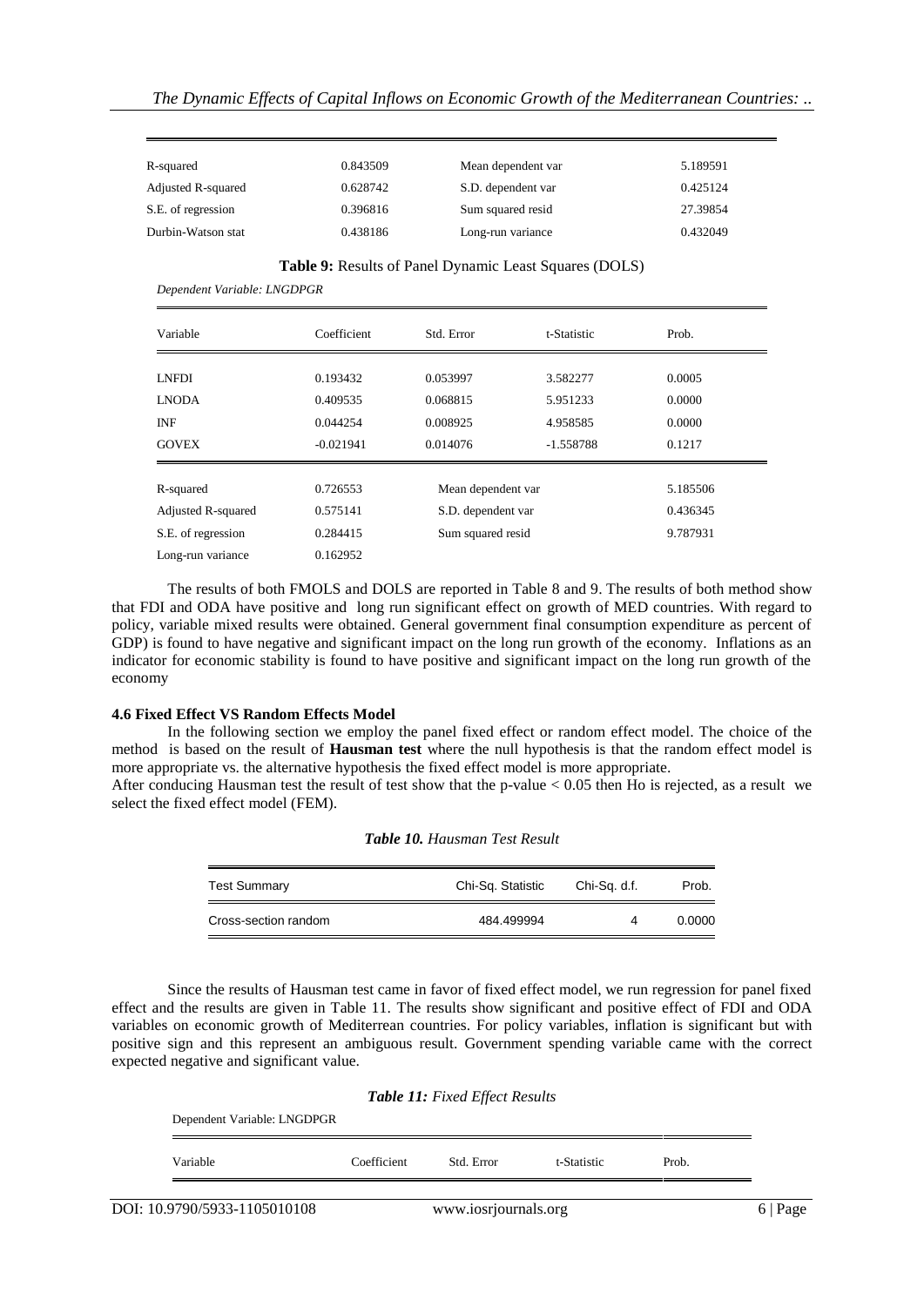| R-squared | 0.843509 | Mean dependent var | 5.189591 |
|---|---|---|---|
| Adjusted R-squared | 0.628742 | S.D. dependent var | 0.425124 |
| S.E. of regression | 0.396816 | Sum squared resid | 27.39854 |
| Durbin-Watson stat | 0.438186 | Long-run variance | 0.432049 |

**Table 9:** Results of Panel Dynamic Least Squares (DOLS)

*Dependent Variable: LNGDPGR*

| Variable | Coefficient | Std. Error | t-Statistic | Prob. |
|---|---|---|---|---|
| LNFDI | 0.193432 | 0.053997 | 3.582277 | 0.0005 |
| LNODA | 0.409535 | 0.068815 | 5.951233 | 0.0000 |
| INF | 0.044254 | 0.008925 | 4.958585 | 0.0000 |
| GOVEX | -0.021941 | 0.014076 | -1.558788 | 0.1217 |

| R-squared | 0.726553 | Mean dependent var | 5.185506 |
|---|---|---|---|
| Adjusted R-squared | 0.575141 | S.D. dependent var | 0.436345 |
| S.E. of regression | 0.284415 | Sum squared resid | 9.787931 |
| Long-run variance | 0.162952 | | |

The results of both FMOLS and DOLS are reported in Table 8 and 9. The results of both method show that FDI and ODA have positive and long run significant effect on growth of MED countries. With regard to policy, variable mixed results were obtained. General government final consumption expenditure as percent of GDP) is found to have negative and significant impact on the long run growth of the economy. Inflations as an indicator for economic stability is found to have positive and significant impact on the long run growth of the economy

**4.6 Fixed Effect VS Random Effects Model**

In the following section we employ the panel fixed effect or random effect model. The choice of the method is based on the result of **Hausman test** where the null hypothesis is that the random effect model is more appropriate vs. the alternative hypothesis the fixed effect model is more appropriate.

After conducing Hausman test the result of test show that the p-value $< 0.05$ then Ho is rejected, as a result we select the fixed effect model (FEM).

***Table 10.*** *Hausman Test Result*

| Test Summary | Chi-Sq. Statistic | Chi-Sq. d.f. | Prob. |
|---|---|---|---|
| Cross-section random | 484.499994 | 4 | 0.0000 |

Since the results of Hausman test came in favor of fixed effect model, we run regression for panel fixed effect and the results are given in Table 11. The results show significant and positive effect of FDI and ODA variables on economic growth of Mediterrean countries. For policy variables, inflation is significant but with positive sign and this represent an ambiguous result. Government spending variable came with the correct expected negative and significant value.

***Table 11:*** *Fixed Effect Results*

Dependent Variable: LNGDPGR

| Variable | Coefficient | Std. Error | t-Statistic | Prob. |
|---|---|---|---|---|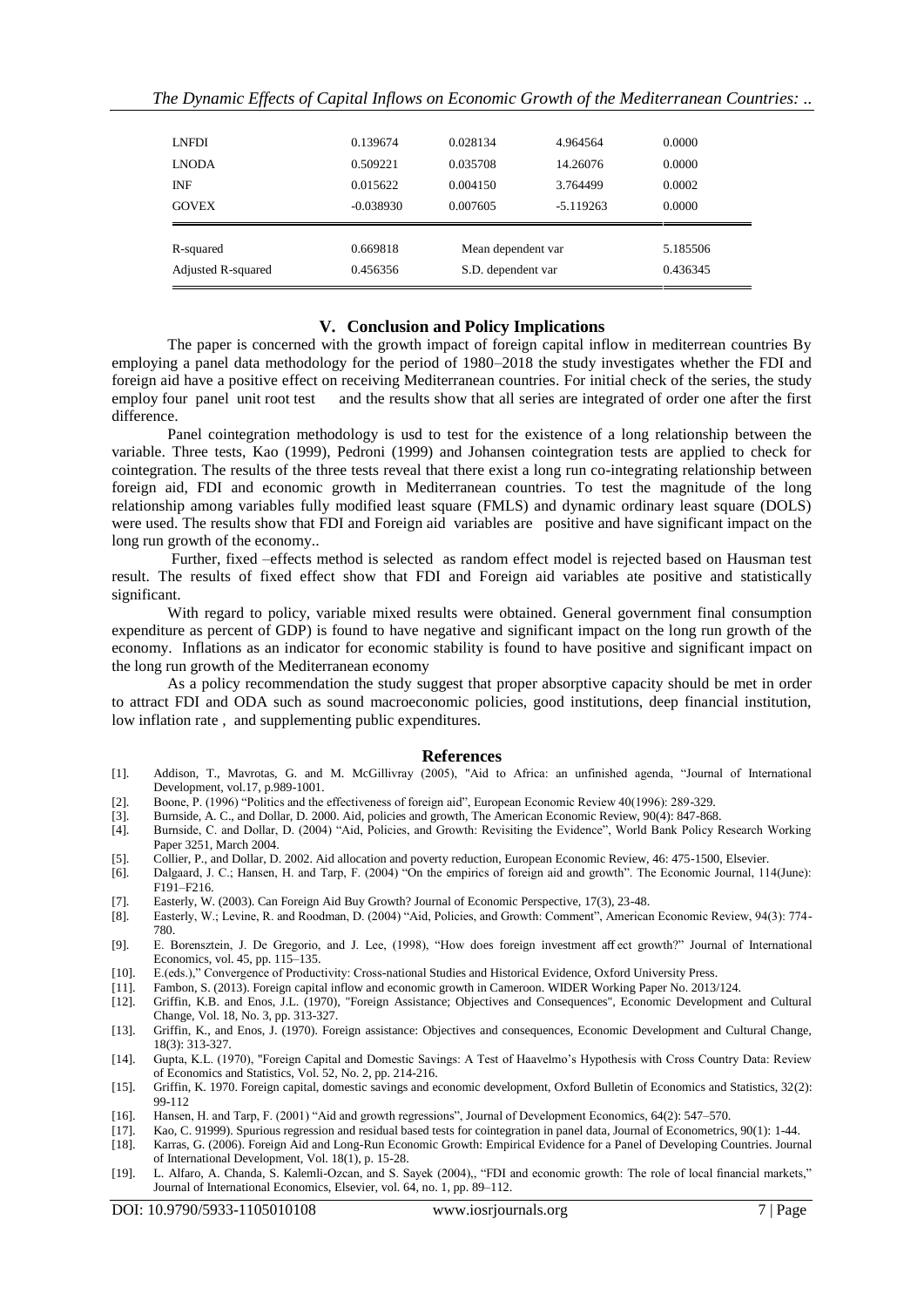| LNFDI | 0.139674 | 0.028134 | 4.964564 | 0.0000 |
|---|---|---|---|---|
| LNODA | 0.509221 | 0.035708 | 14.26076 | 0.0000 |
| INF | 0.015622 | 0.004150 | 3.764499 | 0.0002 |
| GOVEX | -0.038930 | 0.007605 | -5.119263 | 0.0000 |
| R-squared | 0.669818 | Mean dependent var | | 5.185506 |
| Adjusted R-squared | 0.456356 | S.D. dependent var | | 0.436345 |

## V. Conclusion and Policy Implications

The paper is concerned with the growth impact of foreign capital inflow in mediterrean countries By employing a panel data methodology for the period of 1980–2018 the study investigates whether the FDI and foreign aid have a positive effect on receiving Mediterranean countries. For initial check of the series, the study employ four panel unit root test and the results show that all series are integrated of order one after the first difference.

Panel cointegration methodology is usd to test for the existence of a long relationship between the variable. Three tests, Kao (1999), Pedroni (1999) and Johansen cointegration tests are applied to check for cointegration. The results of the three tests reveal that there exist a long run co-integrating relationship between foreign aid, FDI and economic growth in Mediterranean countries. To test the magnitude of the long relationship among variables fully modified least square (FMLS) and dynamic ordinary least square (DOLS) were used. The results show that FDI and Foreign aid variables are positive and have significant impact on the long run growth of the economy..

Further, fixed –effects method is selected as random effect model is rejected based on Hausman test result. The results of fixed effect show that FDI and Foreign aid variables ate positive and statistically significant.

With regard to policy, variable mixed results were obtained. General government final consumption expenditure as percent of GDP) is found to have negative and significant impact on the long run growth of the economy. Inflations as an indicator for economic stability is found to have positive and significant impact on the long run growth of the Mediterranean economy

As a policy recommendation the study suggest that proper absorptive capacity should be met in order to attract FDI and ODA such as sound macroeconomic policies, good institutions, deep financial institution, low inflation rate , and supplementing public expenditures.

## References

[1]. Addison, T., Mavrotas, G. and M. McGillivray (2005), "Aid to Africa: an unfinished agenda, "Journal of International Development, vol.17, p.989-1001.

[2]. Boone, P. (1996) "Politics and the effectiveness of foreign aid", European Economic Review 40(1996): 289-329.

[3]. Burnside, A. C., and Dollar, D. 2000. Aid, policies and growth, The American Economic Review, 90(4): 847-868.

[4]. Burnside, C. and Dollar, D. (2004) "Aid, Policies, and Growth: Revisiting the Evidence", World Bank Policy Research Working Paper 3251, March 2004.

[5]. Collier, P., and Dollar, D. 2002. Aid allocation and poverty reduction, European Economic Review, 46: 475-1500, Elsevier.

[6]. Dalgaard, J. C.; Hansen, H. and Tarp, F. (2004) "On the empirics of foreign aid and growth". The Economic Journal, 114(June): F191–F216.

[7]. Easterly, W. (2003). Can Foreign Aid Buy Growth? Journal of Economic Perspective, 17(3), 23-48.

[8]. Easterly, W.; Levine, R. and Roodman, D. (2004) "Aid, Policies, and Growth: Comment", American Economic Review, 94(3): 774-780.

[9]. E. Borensztein, J. De Gregorio, and J. Lee, (1998), "How does foreign investment aff ect growth?" Journal of International Economics, vol. 45, pp. 115–135.

[10]. E.(eds.)," Convergence of Productivity: Cross-national Studies and Historical Evidence, Oxford University Press.

[11]. Fambon, S. (2013). Foreign capital inflow and economic growth in Cameroon. WIDER Working Paper No. 2013/124.

[12]. Griffin, K.B. and Enos, J.L. (1970), "Foreign Assistance; Objectives and Consequences", Economic Development and Cultural Change, Vol. 18, No. 3, pp. 313-327.

[13]. Griffin, K., and Enos, J. (1970). Foreign assistance: Objectives and consequences, Economic Development and Cultural Change, 18(3): 313-327.

[14]. Gupta, K.L. (1970), "Foreign Capital and Domestic Savings: A Test of Haavelmo's Hypothesis with Cross Country Data: Review of Economics and Statistics, Vol. 52, No. 2, pp. 214-216.

[15]. Griffin, K. 1970. Foreign capital, domestic savings and economic development, Oxford Bulletin of Economics and Statistics, 32(2): 99-112

[16]. Hansen, H. and Tarp, F. (2001) "Aid and growth regressions", Journal of Development Economics, 64(2): 547–570.

[17]. Kao, C. 91999). Spurious regression and residual based tests for cointegration in panel data, Journal of Econometrics, 90(1): 1-44.

[18]. Karras, G. (2006). Foreign Aid and Long-Run Economic Growth: Empirical Evidence for a Panel of Developing Countries. Journal of International Development, Vol. 18(1), p. 15-28.

[19]. L. Alfaro, A. Chanda, S. Kalemli-Ozcan, and S. Sayek (2004),, "FDI and economic growth: The role of local financial markets," Journal of International Economics, Elsevier, vol. 64, no. 1, pp. 89–112.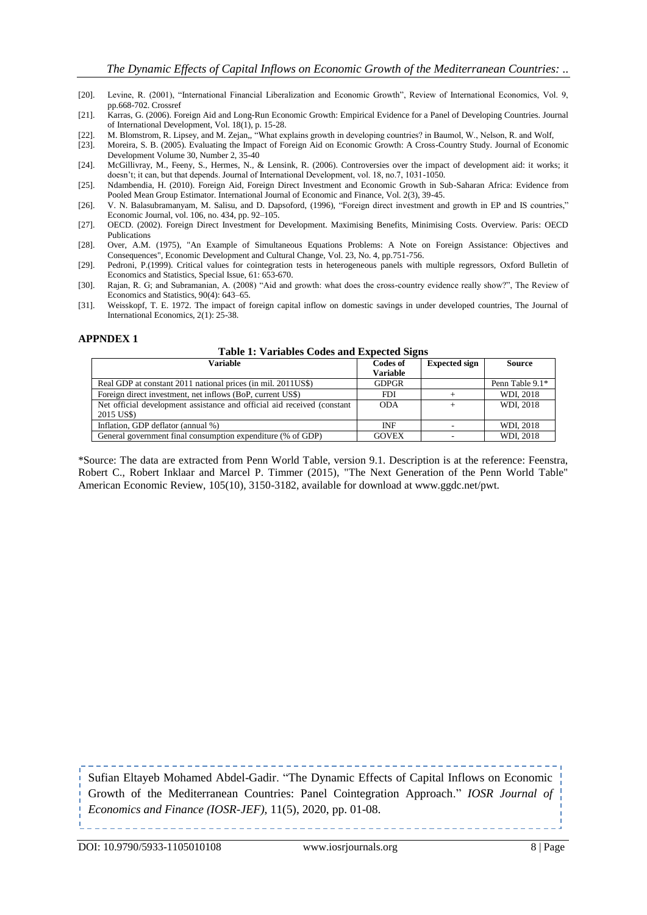[20]. Levine, R. (2001), "International Financial Liberalization and Economic Growth", Review of International Economics, Vol. 9, pp.668-702. Crossref

[21]. Karras, G. (2006). Foreign Aid and Long-Run Economic Growth: Empirical Evidence for a Panel of Developing Countries. Journal of International Development, Vol. 18(1), p. 15-28.

[22]. M. Blomstrom, R. Lipsey, and M. Zejan,, "What explains growth in developing countries? in Baumol, W., Nelson, R. and Wolf,

[23]. Moreira, S. B. (2005). Evaluating the Impact of Foreign Aid on Economic Growth: A Cross-Country Study. Journal of Economic Development Volume 30, Number 2, 35-40

[24]. McGillivray, M., Feeny, S., Hermes, N., & Lensink, R. (2006). Controversies over the impact of development aid: it works; it doesn't; it can, but that depends. Journal of International Development, vol. 18, no.7, 1031-1050.

[25]. Ndambendia, H. (2010). Foreign Aid, Foreign Direct Investment and Economic Growth in Sub-Saharan Africa: Evidence from Pooled Mean Group Estimator. International Journal of Economic and Finance, Vol. 2(3), 39-45.

[26]. V. N. Balasubramanyam, M. Salisu, and D. Dapsoford, (1996), "Foreign direct investment and growth in EP and IS countries," Economic Journal, vol. 106, no. 434, pp. 92–105.

[27]. OECD. (2002). Foreign Direct Investment for Development. Maximising Benefits, Minimising Costs. Overview. Paris: OECD Publications

[28]. Over, A.M. (1975), "An Example of Simultaneous Equations Problems: A Note on Foreign Assistance: Objectives and Consequences", Economic Development and Cultural Change, Vol. 23, No. 4, pp.751-756.

[29]. Pedroni, P.(1999). Critical values for cointegration tests in heterogeneous panels with multiple regressors, Oxford Bulletin of Economics and Statistics, Special Issue, 61: 653-670.

[30]. Rajan, R. G; and Subramanian, A. (2008) "Aid and growth: what does the cross-country evidence really show?", The Review of Economics and Statistics, 90(4): 643–65.

[31]. Weisskopf, T. E. 1972. The impact of foreign capital inflow on domestic savings in under developed countries, The Journal of International Economics, 2(1): 25-38.

## APPNDEX 1

**Table 1: Variables Codes and Expected Signs**

| Variable | Codes of Variable | Expected sign | Source |
|---|---|---|---|
| Real GDP at constant 2011 national prices (in mil. 2011US$) | GDPGR | | Penn Table 9.1* |
| Foreign direct investment, net inflows (BoP, current US$) | FDI | + | WDI, 2018 |
| Net official development assistance and official aid received (constant 2015 US$) | ODA | + | WDI, 2018 |
| Inflation, GDP deflator (annual %) | INF | - | WDI, 2018 |
| General government final consumption expenditure (% of GDP) | GOVEX | - | WDI, 2018 |

*Source: The data are extracted from Penn World Table, version 9.1. Description is at the reference: Feenstra, Robert C., Robert Inklaar and Marcel P. Timmer (2015), "The Next Generation of the Penn World Table" American Economic Review, 105(10), 3150-3182, available for download at www.ggdc.net/pwt.

Sufian Eltayeb Mohamed Abdel-Gadir. "The Dynamic Effects of Capital Inflows on Economic Growth of the Mediterranean Countries: Panel Cointegration Approach." *IOSR Journal of Economics and Finance (IOSR-JEF),* 11(5), 2020, pp. 01-08.